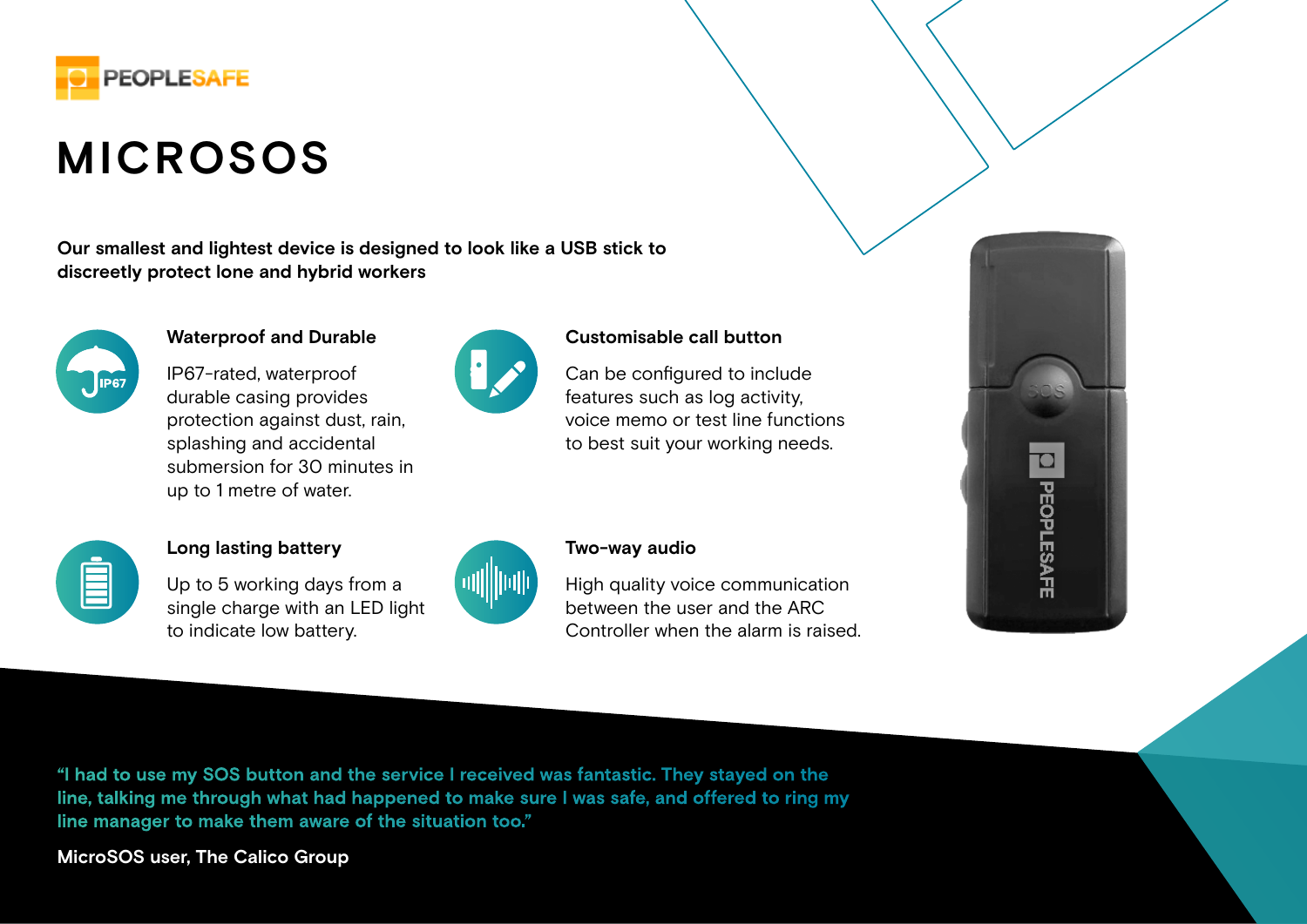PEOPLESAFE

# MICROSOS

**Our smallest and lightest device is designed to look like a USB stick to discreetly protect lone and hybrid workers**

### Waterproof and Durable

IP67-rated, waterproof durable casing provides protection against dust, rain, splashing and accidental submersion for 30 minutes in up to 1 metre of water.

### Customisable call button

Can be configured to include features such as log activity, voice memo or test line functions to best suit your working needs.

### Long lasting battery

Up to 5 working days from a single charge with an LED light to indicate low battery.

### Two-way audio

High quality voice communication between the user and the ARC Controller when the alarm is raised.

"I had to use my SOS button and the service I received was fantastic. They stayed on the line, talking me through what had happened to make sure I was safe, and offered to ring my line manager to make them aware of the situation too."

**MicroSOS user, The Calico Group**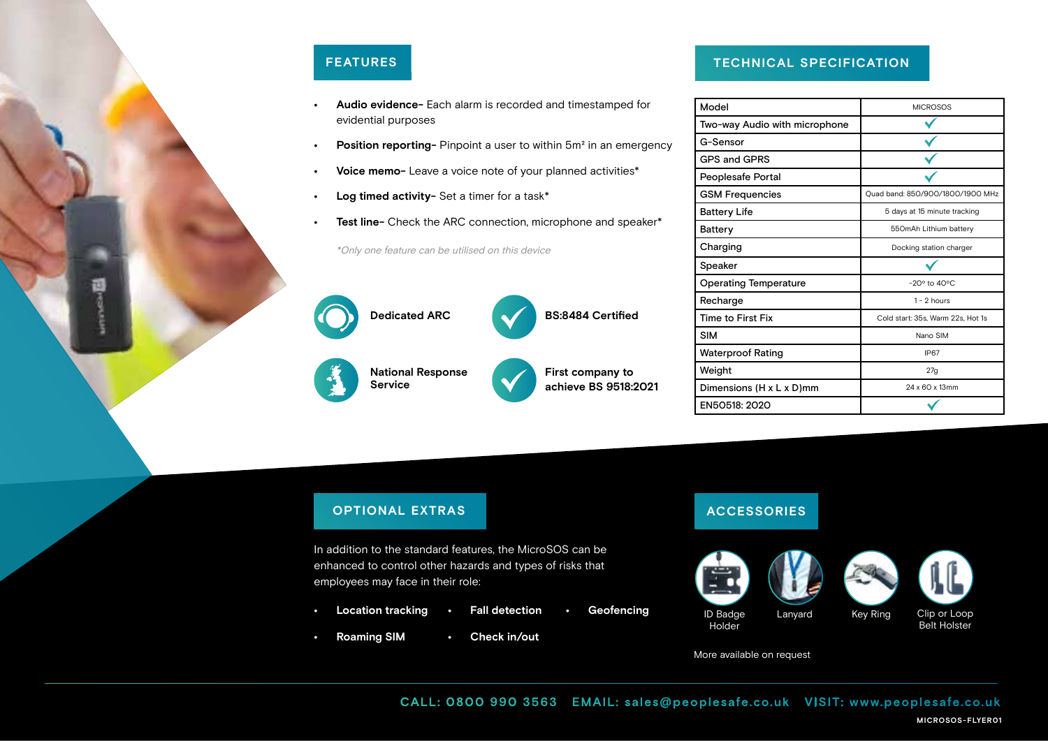## FEATURES

- **Audio evidence-** Each alarm is recorded and timestamped for evidential purposes
- **Position reporting-** Pinpoint a user to within 5m² in an emergency
- **Voice memo-** Leave a voice note of your planned activities*
- **Log timed activity-** Set a timer for a task*
- **Test line-** Check the ARC connection, microphone and speaker*

*\*Only one feature can be utilised on this device*

**Dedicated ARC**

**BS:8484 Certified**

**National Response Service**

**First company to achieve BS 9518:2021**

## TECHNICAL SPECIFICATION

| | |
|---|---|
| Model | MICROSOS |
| Two-way Audio with microphone | ✓ |
| G-Sensor | ✓ |
| GPS and GPRS | ✓ |
| Peoplesafe Portal | ✓ |
| GSM Frequencies | Quad band: 850/900/1800/1900 MHz |
| Battery Life | 5 days at 15 minute tracking |
| Battery | 550mAh Lithium battery |
| Charging | Docking station charger |
| Speaker | ✓ |
| Operating Temperature | -20° to 40°C |
| Recharge | 1 - 2 hours |
| Time to First Fix | Cold start: 35s, Warm 22s, Hot 1s |
| SIM | Nano SIM |
| Waterproof Rating | IP67 |
| Weight | 27g |
| Dimensions (H x L x D)mm | 24 x 60 x 13mm |
| EN50518: 2020 | ✓ |

## OPTIONAL EXTRAS

In addition to the standard features, the MicroSOS can be enhanced to control other hazards and types of risks that employees may face in their role:

- **Location tracking**
- **Fall detection**
- **Geofencing**
- **Roaming SIM**
- **Check in/out**

## ACCESSORIES

ID Badge Holder

Lanyard

Key Ring

Clip or Loop Belt Holster

More available on request

**CALL: 0800 990 3563 EMAIL: sales@peoplesafe.co.uk VISIT: www.peoplesafe.co.uk**

MICROSOS-FLYER01